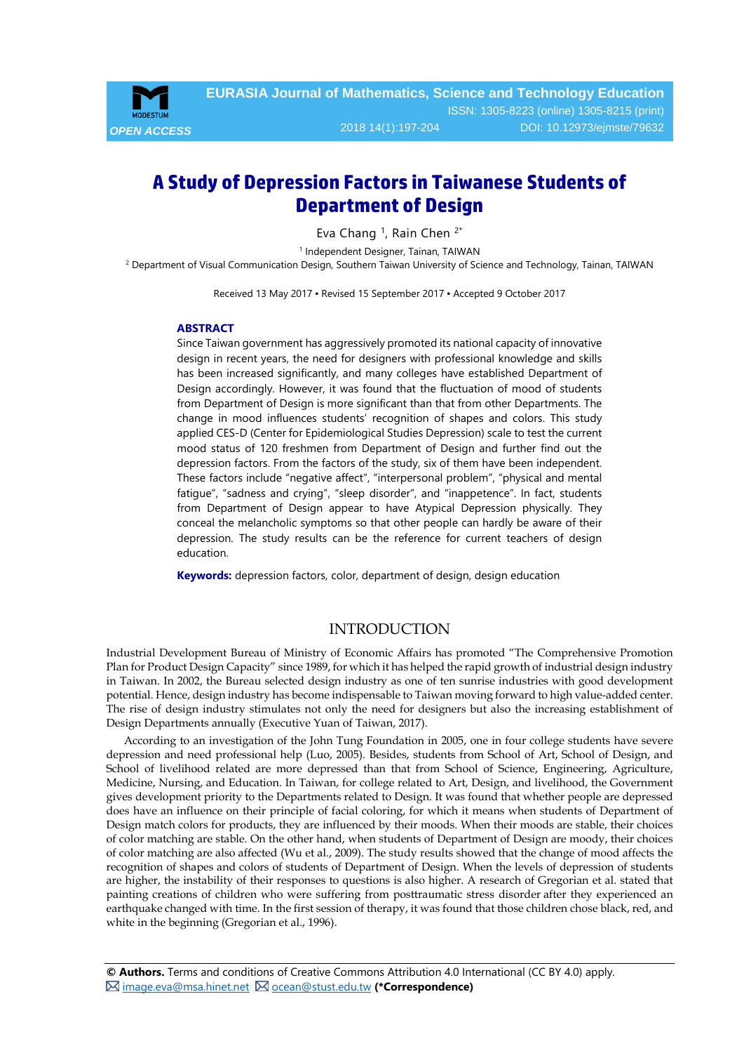# A Study of Depression Factors in Taiwanese Students of Department of Design

Eva Chang [1], Rain Chen [2*]

[1] Independent Designer, Tainan, TAIWAN

[2] Department of Visual Communication Design, Southern Taiwan University of Science and Technology, Tainan, TAIWAN

Received 13 May 2017 ▪ Revised 15 September 2017 ▪ Accepted 9 October 2017

### ABSTRACT

Since Taiwan government has aggressively promoted its national capacity of innovative design in recent years, the need for designers with professional knowledge and skills has been increased significantly, and many colleges have established Department of Design accordingly. However, it was found that the fluctuation of mood of students from Department of Design is more significant than that from other Departments. The change in mood influences students' recognition of shapes and colors. This study applied CES-D (Center for Epidemiological Studies Depression) scale to test the current mood status of 120 freshmen from Department of Design and further find out the depression factors. From the factors of the study, six of them have been independent. These factors include "negative affect", "interpersonal problem", "physical and mental fatigue", "sadness and crying", "sleep disorder", and "inappetence". In fact, students from Department of Design appear to have Atypical Depression physically. They conceal the melancholic symptoms so that other people can hardly be aware of their depression. The study results can be the reference for current teachers of design education.

**Keywords:** depression factors, color, department of design, design education

## INTRODUCTION

Industrial Development Bureau of Ministry of Economic Affairs has promoted "The Comprehensive Promotion Plan for Product Design Capacity" since 1989, for which it has helped the rapid growth of industrial design industry in Taiwan. In 2002, the Bureau selected design industry as one of ten sunrise industries with good development potential. Hence, design industry has become indispensable to Taiwan moving forward to high value-added center. The rise of design industry stimulates not only the need for designers but also the increasing establishment of Design Departments annually (Executive Yuan of Taiwan, 2017).

According to an investigation of the John Tung Foundation in 2005, one in four college students have severe depression and need professional help (Luo, 2005). Besides, students from School of Art, School of Design, and School of livelihood related are more depressed than that from School of Science, Engineering, Agriculture, Medicine, Nursing, and Education. In Taiwan, for college related to Art, Design, and livelihood, the Government gives development priority to the Departments related to Design. It was found that whether people are depressed does have an influence on their principle of facial coloring, for which it means when students of Department of Design match colors for products, they are influenced by their moods. When their moods are stable, their choices of color matching are stable. On the other hand, when students of Department of Design are moody, their choices of color matching are also affected (Wu et al., 2009). The study results showed that the change of mood affects the recognition of shapes and colors of students of Department of Design. When the levels of depression of students are higher, the instability of their responses to questions is also higher. A research of Gregorian et al. stated that painting creations of children who were suffering from posttraumatic stress disorder after they experienced an earthquake changed with time. In the first session of therapy, it was found that those children chose black, red, and white in the beginning (Gregorian et al., 1996).

**© Authors.** Terms and conditions of Creative Commons Attribution 4.0 International (CC BY 4.0) apply.
✉ image.eva@msa.hinet.net ✉ ocean@stust.edu.tw **(*Correspondence)**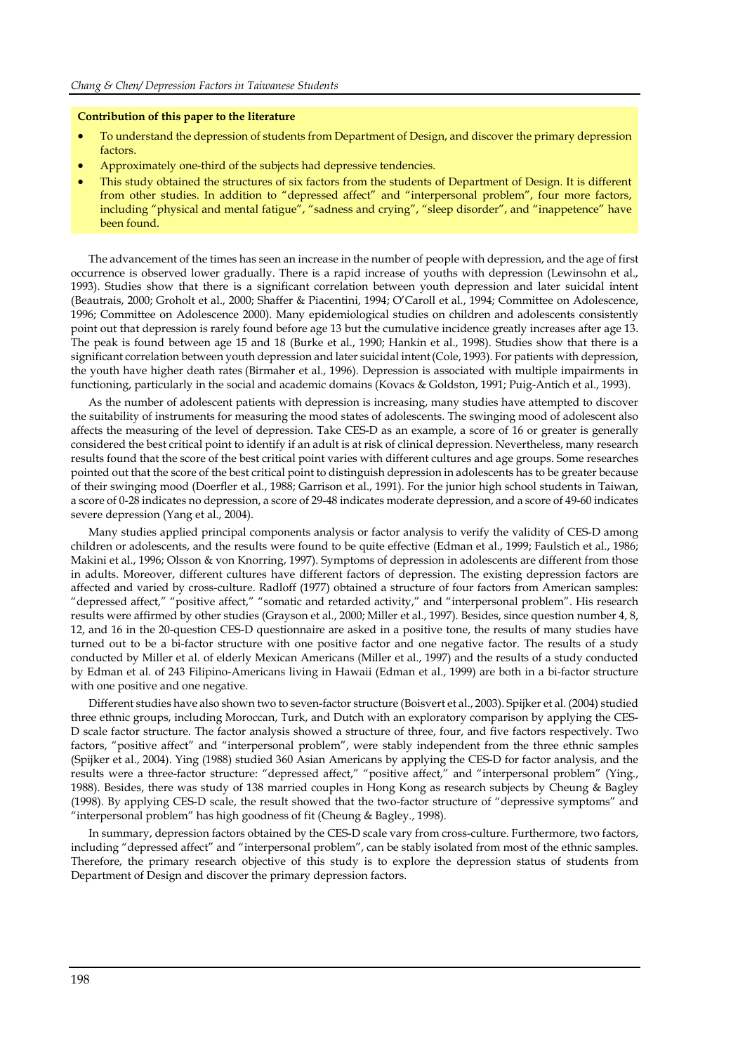**Contribution of this paper to the literature**

- To understand the depression of students from Department of Design, and discover the primary depression factors.
- Approximately one-third of the subjects had depressive tendencies.
- This study obtained the structures of six factors from the students of Department of Design. It is different from other studies. In addition to "depressed affect" and "interpersonal problem", four more factors, including "physical and mental fatigue", "sadness and crying", "sleep disorder", and "inappetence" have been found.

The advancement of the times has seen an increase in the number of people with depression, and the age of first occurrence is observed lower gradually. There is a rapid increase of youths with depression (Lewinsohn et al., 1993). Studies show that there is a significant correlation between youth depression and later suicidal intent (Beautrais, 2000; Groholt et al., 2000; Shaffer & Piacentini, 1994; O'Caroll et al., 1994; Committee on Adolescence, 1996; Committee on Adolescence 2000). Many epidemiological studies on children and adolescents consistently point out that depression is rarely found before age 13 but the cumulative incidence greatly increases after age 13. The peak is found between age 15 and 18 (Burke et al., 1990; Hankin et al., 1998). Studies show that there is a significant correlation between youth depression and later suicidal intent (Cole, 1993). For patients with depression, the youth have higher death rates (Birmaher et al., 1996). Depression is associated with multiple impairments in functioning, particularly in the social and academic domains (Kovacs & Goldston, 1991; Puig-Antich et al., 1993).

As the number of adolescent patients with depression is increasing, many studies have attempted to discover the suitability of instruments for measuring the mood states of adolescents. The swinging mood of adolescent also affects the measuring of the level of depression. Take CES-D as an example, a score of 16 or greater is generally considered the best critical point to identify if an adult is at risk of clinical depression. Nevertheless, many research results found that the score of the best critical point varies with different cultures and age groups. Some researches pointed out that the score of the best critical point to distinguish depression in adolescents has to be greater because of their swinging mood (Doerfler et al., 1988; Garrison et al., 1991). For the junior high school students in Taiwan, a score of 0-28 indicates no depression, a score of 29-48 indicates moderate depression, and a score of 49-60 indicates severe depression (Yang et al., 2004).

Many studies applied principal components analysis or factor analysis to verify the validity of CES-D among children or adolescents, and the results were found to be quite effective (Edman et al., 1999; Faulstich et al., 1986; Makini et al., 1996; Olsson & von Knorring, 1997). Symptoms of depression in adolescents are different from those in adults. Moreover, different cultures have different factors of depression. The existing depression factors are affected and varied by cross-culture. Radloff (1977) obtained a structure of four factors from American samples: "depressed affect," "positive affect," "somatic and retarded activity," and "interpersonal problem". His research results were affirmed by other studies (Grayson et al., 2000; Miller et al., 1997). Besides, since question number 4, 8, 12, and 16 in the 20-question CES-D questionnaire are asked in a positive tone, the results of many studies have turned out to be a bi-factor structure with one positive factor and one negative factor. The results of a study conducted by Miller et al. of elderly Mexican Americans (Miller et al., 1997) and the results of a study conducted by Edman et al. of 243 Filipino-Americans living in Hawaii (Edman et al., 1999) are both in a bi-factor structure with one positive and one negative.

Different studies have also shown two to seven-factor structure (Boisvert et al., 2003). Spijker et al. (2004) studied three ethnic groups, including Moroccan, Turk, and Dutch with an exploratory comparison by applying the CES-D scale factor structure. The factor analysis showed a structure of three, four, and five factors respectively. Two factors, "positive affect" and "interpersonal problem", were stably independent from the three ethnic samples (Spijker et al., 2004). Ying (1988) studied 360 Asian Americans by applying the CES-D for factor analysis, and the results were a three-factor structure: "depressed affect," "positive affect," and "interpersonal problem" (Ying., 1988). Besides, there was study of 138 married couples in Hong Kong as research subjects by Cheung & Bagley (1998). By applying CES-D scale, the result showed that the two-factor structure of "depressive symptoms" and "interpersonal problem" has high goodness of fit (Cheung & Bagley., 1998).

In summary, depression factors obtained by the CES-D scale vary from cross-culture. Furthermore, two factors, including "depressed affect" and "interpersonal problem", can be stably isolated from most of the ethnic samples. Therefore, the primary research objective of this study is to explore the depression status of students from Department of Design and discover the primary depression factors.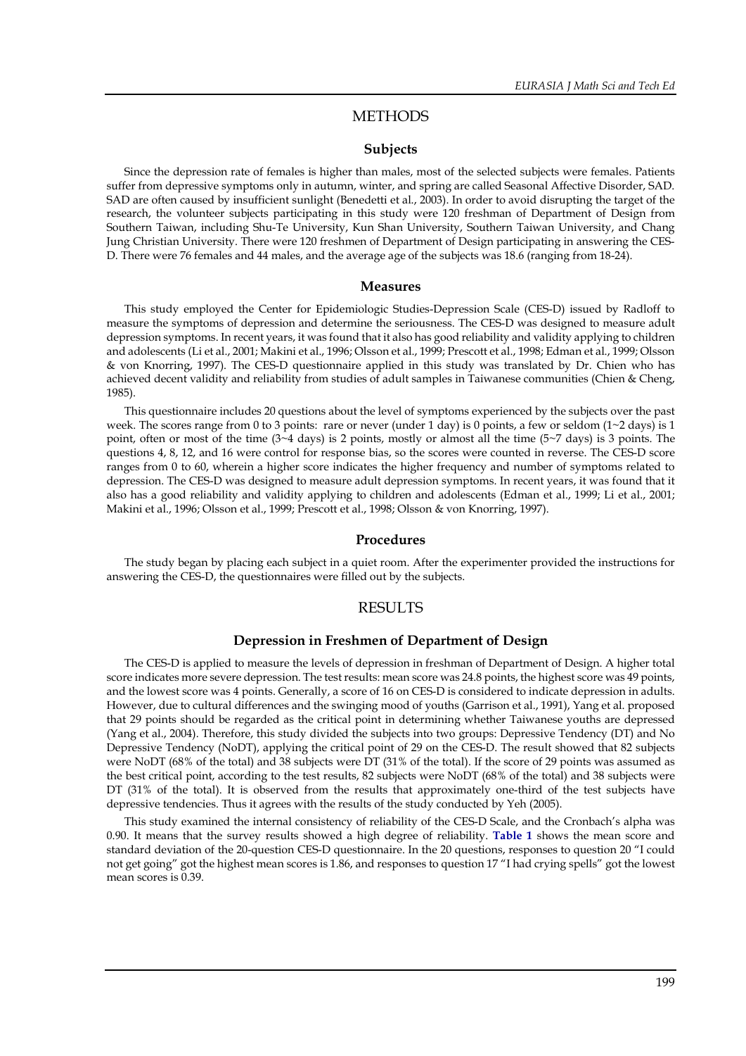# METHODS

## Subjects

Since the depression rate of females is higher than males, most of the selected subjects were females. Patients suffer from depressive symptoms only in autumn, winter, and spring are called Seasonal Affective Disorder, SAD. SAD are often caused by insufficient sunlight (Benedetti et al., 2003). In order to avoid disrupting the target of the research, the volunteer subjects participating in this study were 120 freshman of Department of Design from Southern Taiwan, including Shu-Te University, Kun Shan University, Southern Taiwan University, and Chang Jung Christian University. There were 120 freshmen of Department of Design participating in answering the CES-D. There were 76 females and 44 males, and the average age of the subjects was 18.6 (ranging from 18-24).

## Measures

This study employed the Center for Epidemiologic Studies-Depression Scale (CES-D) issued by Radloff to measure the symptoms of depression and determine the seriousness. The CES-D was designed to measure adult depression symptoms. In recent years, it was found that it also has good reliability and validity applying to children and adolescents (Li et al., 2001; Makini et al., 1996; Olsson et al., 1999; Prescott et al., 1998; Edman et al., 1999; Olsson & von Knorring, 1997). The CES-D questionnaire applied in this study was translated by Dr. Chien who has achieved decent validity and reliability from studies of adult samples in Taiwanese communities (Chien & Cheng, 1985).

This questionnaire includes 20 questions about the level of symptoms experienced by the subjects over the past week. The scores range from 0 to 3 points: rare or never (under 1 day) is 0 points, a few or seldom (1~2 days) is 1 point, often or most of the time (3~4 days) is 2 points, mostly or almost all the time (5~7 days) is 3 points. The questions 4, 8, 12, and 16 were control for response bias, so the scores were counted in reverse. The CES-D score ranges from 0 to 60, wherein a higher score indicates the higher frequency and number of symptoms related to depression. The CES-D was designed to measure adult depression symptoms. In recent years, it was found that it also has a good reliability and validity applying to children and adolescents (Edman et al., 1999; Li et al., 2001; Makini et al., 1996; Olsson et al., 1999; Prescott et al., 1998; Olsson & von Knorring, 1997).

## Procedures

The study began by placing each subject in a quiet room. After the experimenter provided the instructions for answering the CES-D, the questionnaires were filled out by the subjects.

# RESULTS

## Depression in Freshmen of Department of Design

The CES-D is applied to measure the levels of depression in freshman of Department of Design. A higher total score indicates more severe depression. The test results: mean score was 24.8 points, the highest score was 49 points, and the lowest score was 4 points. Generally, a score of 16 on CES-D is considered to indicate depression in adults. However, due to cultural differences and the swinging mood of youths (Garrison et al., 1991), Yang et al. proposed that 29 points should be regarded as the critical point in determining whether Taiwanese youths are depressed (Yang et al., 2004). Therefore, this study divided the subjects into two groups: Depressive Tendency (DT) and No Depressive Tendency (NoDT), applying the critical point of 29 on the CES-D. The result showed that 82 subjects were NoDT (68% of the total) and 38 subjects were DT (31% of the total). If the score of 29 points was assumed as the best critical point, according to the test results, 82 subjects were NoDT (68% of the total) and 38 subjects were DT (31% of the total). It is observed from the results that approximately one-third of the test subjects have depressive tendencies. Thus it agrees with the results of the study conducted by Yeh (2005).

This study examined the internal consistency of reliability of the CES-D Scale, and the Cronbach's alpha was 0.90. It means that the survey results showed a high degree of reliability. **Table 1** shows the mean score and standard deviation of the 20-question CES-D questionnaire. In the 20 questions, responses to question 20 "I could not get going" got the highest mean scores is 1.86, and responses to question 17 "I had crying spells" got the lowest mean scores is 0.39.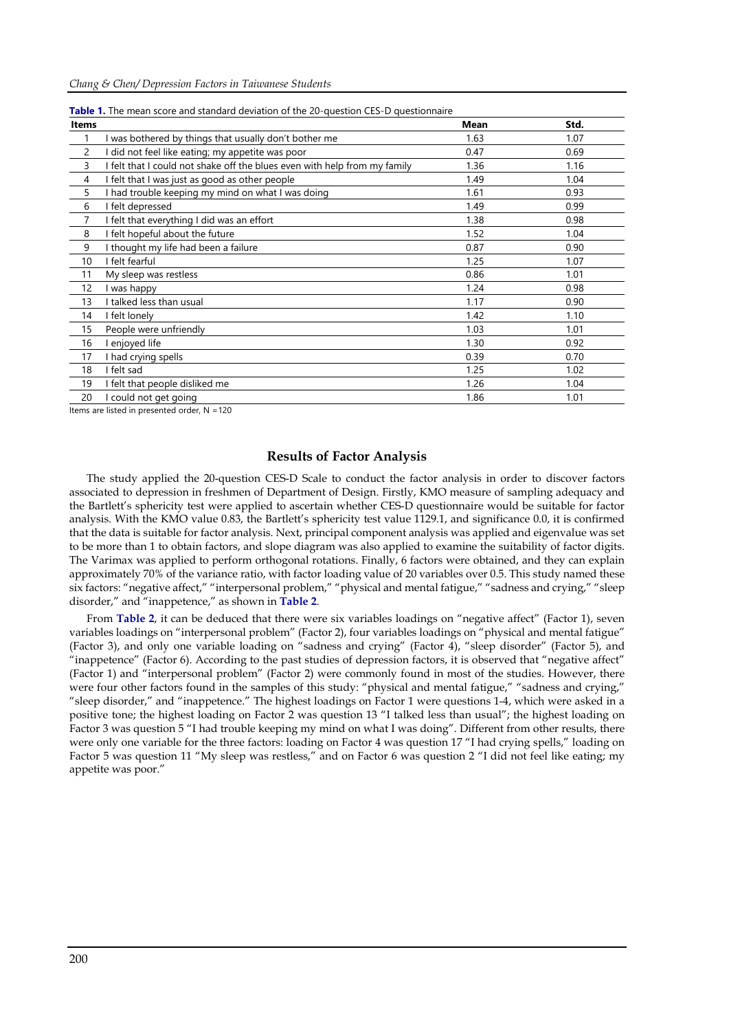**Table 1.** The mean score and standard deviation of the 20-question CES-D questionnaire

| Items | | Mean | Std. |
|---|---|---|---|
| 1 | I was bothered by things that usually don't bother me | 1.63 | 1.07 |
| 2 | I did not feel like eating; my appetite was poor | 0.47 | 0.69 |
| 3 | I felt that I could not shake off the blues even with help from my family | 1.36 | 1.16 |
| 4 | I felt that I was just as good as other people | 1.49 | 1.04 |
| 5 | I had trouble keeping my mind on what I was doing | 1.61 | 0.93 |
| 6 | I felt depressed | 1.49 | 0.99 |
| 7 | I felt that everything I did was an effort | 1.38 | 0.98 |
| 8 | I felt hopeful about the future | 1.52 | 1.04 |
| 9 | I thought my life had been a failure | 0.87 | 0.90 |
| 10 | I felt fearful | 1.25 | 1.07 |
| 11 | My sleep was restless | 0.86 | 1.01 |
| 12 | I was happy | 1.24 | 0.98 |
| 13 | I talked less than usual | 1.17 | 0.90 |
| 14 | I felt lonely | 1.42 | 1.10 |
| 15 | People were unfriendly | 1.03 | 1.01 |
| 16 | I enjoyed life | 1.30 | 0.92 |
| 17 | I had crying spells | 0.39 | 0.70 |
| 18 | I felt sad | 1.25 | 1.02 |
| 19 | I felt that people disliked me | 1.26 | 1.04 |
| 20 | I could not get going | 1.86 | 1.01 |

Items are listed in presented order, N =120

## Results of Factor Analysis

The study applied the 20-question CES-D Scale to conduct the factor analysis in order to discover factors associated to depression in freshmen of Department of Design. Firstly, KMO measure of sampling adequacy and the Bartlett's sphericity test were applied to ascertain whether CES-D questionnaire would be suitable for factor analysis. With the KMO value 0.83, the Bartlett's sphericity test value 1129.1, and significance 0.0, it is confirmed that the data is suitable for factor analysis. Next, principal component analysis was applied and eigenvalue was set to be more than 1 to obtain factors, and slope diagram was also applied to examine the suitability of factor digits. The Varimax was applied to perform orthogonal rotations. Finally, 6 factors were obtained, and they can explain approximately 70% of the variance ratio, with factor loading value of 20 variables over 0.5. This study named these six factors: "negative affect," "interpersonal problem," "physical and mental fatigue," "sadness and crying," "sleep disorder," and "inappetence," as shown in **Table 2**.

From **Table 2**, it can be deduced that there were six variables loadings on "negative affect" (Factor 1), seven variables loadings on "interpersonal problem" (Factor 2), four variables loadings on "physical and mental fatigue" (Factor 3), and only one variable loading on "sadness and crying" (Factor 4), "sleep disorder" (Factor 5), and "inappetence" (Factor 6). According to the past studies of depression factors, it is observed that "negative affect" (Factor 1) and "interpersonal problem" (Factor 2) were commonly found in most of the studies. However, there were four other factors found in the samples of this study: "physical and mental fatigue," "sadness and crying," "sleep disorder," and "inappetence." The highest loadings on Factor 1 were questions 1-4, which were asked in a positive tone; the highest loading on Factor 2 was question 13 "I talked less than usual"; the highest loading on Factor 3 was question 5 "I had trouble keeping my mind on what I was doing". Different from other results, there were only one variable for the three factors: loading on Factor 4 was question 17 "I had crying spells," loading on Factor 5 was question 11 "My sleep was restless," and on Factor 6 was question 2 "I did not feel like eating; my appetite was poor."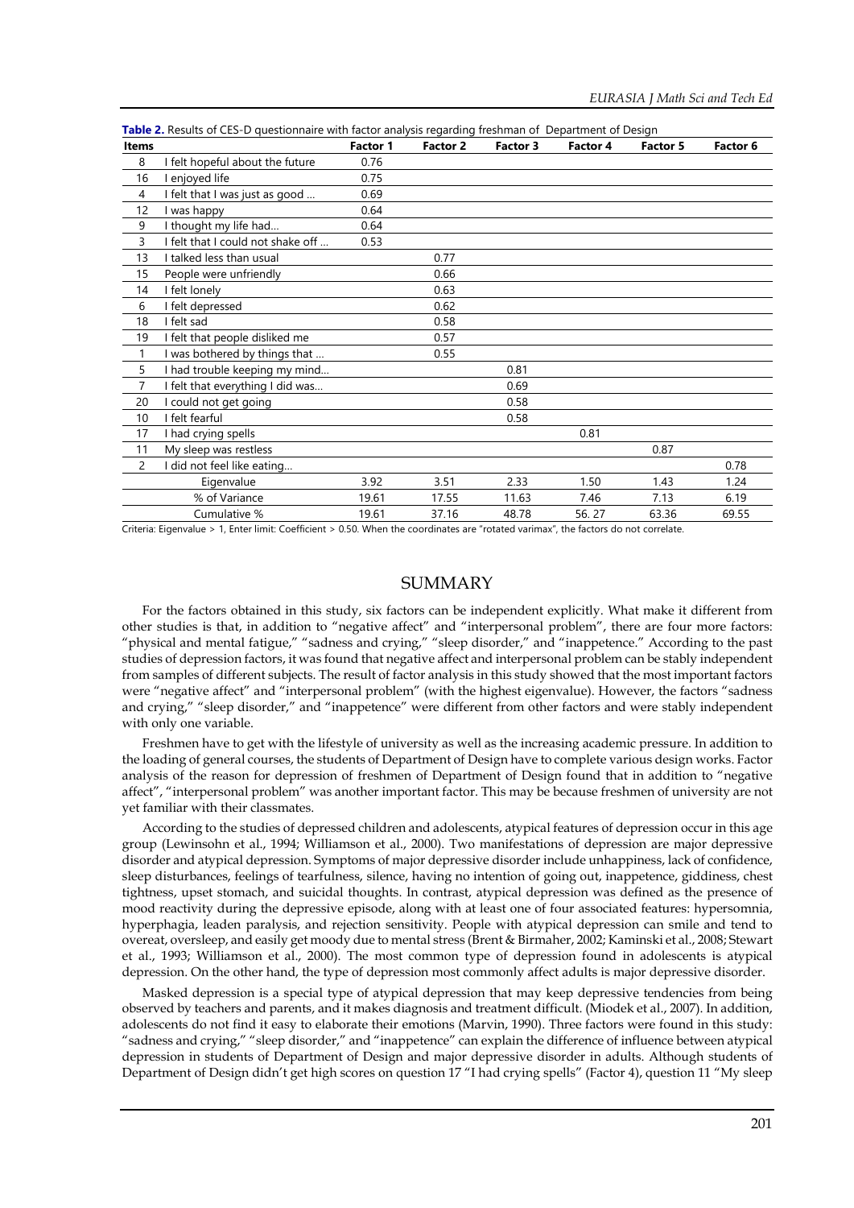**Table 2.** Results of CES-D questionnaire with factor analysis regarding freshman of Department of Design

| Items | | Factor 1 | Factor 2 | Factor 3 | Factor 4 | Factor 5 | Factor 6 |
|---|---|---|---|---|---|---|---|
| 8 | I felt hopeful about the future | 0.76 | | | | | |
| 16 | I enjoyed life | 0.75 | | | | | |
| 4 | I felt that I was just as good … | 0.69 | | | | | |
| 12 | I was happy | 0.64 | | | | | |
| 9 | I thought my life had… | 0.64 | | | | | |
| 3 | I felt that I could not shake off … | 0.53 | | | | | |
| 13 | I talked less than usual | | 0.77 | | | | |
| 15 | People were unfriendly | | 0.66 | | | | |
| 14 | I felt lonely | | 0.63 | | | | |
| 6 | I felt depressed | | 0.62 | | | | |
| 18 | I felt sad | | 0.58 | | | | |
| 19 | I felt that people disliked me | | 0.57 | | | | |
| 1 | I was bothered by things that … | | 0.55 | | | | |
| 5 | I had trouble keeping my mind… | | | 0.81 | | | |
| 7 | I felt that everything I did was… | | | 0.69 | | | |
| 20 | I could not get going | | | 0.58 | | | |
| 10 | I felt fearful | | | 0.58 | | | |
| 17 | I had crying spells | | | | 0.81 | | |
| 11 | My sleep was restless | | | | | 0.87 | |
| 2 | I did not feel like eating… | | | | | | 0.78 |
| | Eigenvalue | 3.92 | 3.51 | 2.33 | 1.50 | 1.43 | 1.24 |
| | % of Variance | 19.61 | 17.55 | 11.63 | 7.46 | 7.13 | 6.19 |
| | Cumulative % | 19.61 | 37.16 | 48.78 | 56. 27 | 63.36 | 69.55 |

Criteria: Eigenvalue > 1, Enter limit: Coefficient > 0.50. When the coordinates are "rotated varimax", the factors do not correlate.

## SUMMARY

For the factors obtained in this study, six factors can be independent explicitly. What make it different from other studies is that, in addition to "negative affect" and "interpersonal problem", there are four more factors: "physical and mental fatigue," "sadness and crying," "sleep disorder," and "inappetence." According to the past studies of depression factors, it was found that negative affect and interpersonal problem can be stably independent from samples of different subjects. The result of factor analysis in this study showed that the most important factors were "negative affect" and "interpersonal problem" (with the highest eigenvalue). However, the factors "sadness and crying," "sleep disorder," and "inappetence" were different from other factors and were stably independent with only one variable.

Freshmen have to get with the lifestyle of university as well as the increasing academic pressure. In addition to the loading of general courses, the students of Department of Design have to complete various design works. Factor analysis of the reason for depression of freshmen of Department of Design found that in addition to "negative affect", "interpersonal problem" was another important factor. This may be because freshmen of university are not yet familiar with their classmates.

According to the studies of depressed children and adolescents, atypical features of depression occur in this age group (Lewinsohn et al., 1994; Williamson et al., 2000). Two manifestations of depression are major depressive disorder and atypical depression. Symptoms of major depressive disorder include unhappiness, lack of confidence, sleep disturbances, feelings of tearfulness, silence, having no intention of going out, inappetence, giddiness, chest tightness, upset stomach, and suicidal thoughts. In contrast, atypical depression was defined as the presence of mood reactivity during the depressive episode, along with at least one of four associated features: hypersomnia, hyperphagia, leaden paralysis, and rejection sensitivity. People with atypical depression can smile and tend to overeat, oversleep, and easily get moody due to mental stress (Brent & Birmaher, 2002; Kaminski et al., 2008; Stewart et al., 1993; Williamson et al., 2000). The most common type of depression found in adolescents is atypical depression. On the other hand, the type of depression most commonly affect adults is major depressive disorder.

Masked depression is a special type of atypical depression that may keep depressive tendencies from being observed by teachers and parents, and it makes diagnosis and treatment difficult. (Miodek et al., 2007). In addition, adolescents do not find it easy to elaborate their emotions (Marvin, 1990). Three factors were found in this study: "sadness and crying," "sleep disorder," and "inappetence" can explain the difference of influence between atypical depression in students of Department of Design and major depressive disorder in adults. Although students of Department of Design didn't get high scores on question 17 "I had crying spells" (Factor 4), question 11 "My sleep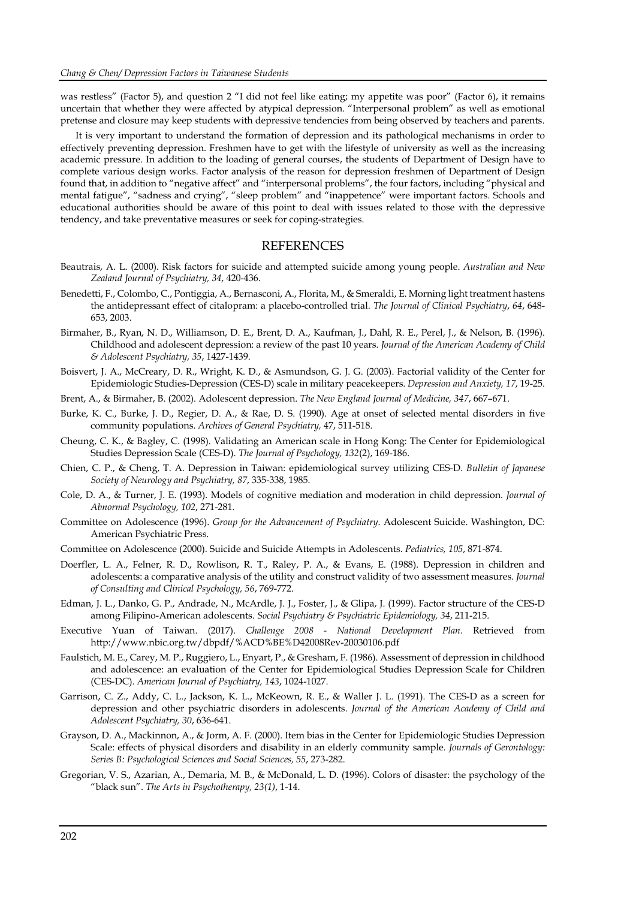was restless" (Factor 5), and question 2 "I did not feel like eating; my appetite was poor" (Factor 6), it remains uncertain that whether they were affected by atypical depression. "Interpersonal problem" as well as emotional pretense and closure may keep students with depressive tendencies from being observed by teachers and parents.

It is very important to understand the formation of depression and its pathological mechanisms in order to effectively preventing depression. Freshmen have to get with the lifestyle of university as well as the increasing academic pressure. In addition to the loading of general courses, the students of Department of Design have to complete various design works. Factor analysis of the reason for depression freshmen of Department of Design found that, in addition to "negative affect" and "interpersonal problems", the four factors, including "physical and mental fatigue", "sadness and crying", "sleep problem" and "inappetence" were important factors. Schools and educational authorities should be aware of this point to deal with issues related to those with the depressive tendency, and take preventative measures or seek for coping-strategies.

## REFERENCES

Beautrais, A. L. (2000). Risk factors for suicide and attempted suicide among young people. *Australian and New Zealand Journal of Psychiatry, 34*, 420-436.

Benedetti, F., Colombo, C., Pontiggia, A., Bernasconi, A., Florita, M., & Smeraldi, E. Morning light treatment hastens the antidepressant effect of citalopram: a placebo-controlled trial. *The Journal of Clinical Psychiatry*, *64*, 648-653, 2003.

Birmaher, B., Ryan, N. D., Williamson, D. E., Brent, D. A., Kaufman, J., Dahl, R. E., Perel, J., & Nelson, B. (1996). Childhood and adolescent depression: a review of the past 10 years. *Journal of the American Academy of Child & Adolescent Psychiatry, 35*, 1427-1439.

Boisvert, J. A., McCreary, D. R., Wright, K. D., & Asmundson, G. J. G. (2003). Factorial validity of the Center for Epidemiologic Studies-Depression (CES-D) scale in military peacekeepers. *Depression and Anxiety, 17*, 19-25.

Brent, A., & Birmaher, B. (2002). Adolescent depression. *The New England Journal of Medicine, 347*, 667–671.

Burke, K. C., Burke, J. D., Regier, D. A., & Rae, D. S. (1990). Age at onset of selected mental disorders in five community populations. *Archives of General Psychiatry,* 47, 511-518.

Cheung, C. K., & Bagley, C. (1998). Validating an American scale in Hong Kong: The Center for Epidemiological Studies Depression Scale (CES-D). *The Journal of Psychology, 132*(2), 169-186.

Chien, C. P., & Cheng, T. A. Depression in Taiwan: epidemiological survey utilizing CES-D. *Bulletin of Japanese Society of Neurology and Psychiatry, 87*, 335-338, 1985.

Cole, D. A., & Turner, J. E. (1993). Models of cognitive mediation and moderation in child depression. *Journal of Abnormal Psychology, 102*, 271-281.

Committee on Adolescence (1996). *Group for the Advancement of Psychiatry*. Adolescent Suicide. Washington, DC: American Psychiatric Press.

Committee on Adolescence (2000). Suicide and Suicide Attempts in Adolescents. *Pediatrics, 105*, 871-874.

Doerfler, L. A., Felner, R. D., Rowlison, R. T., Raley, P. A., & Evans, E. (1988). Depression in children and adolescents: a comparative analysis of the utility and construct validity of two assessment measures. *Journal of Consulting and Clinical Psychology, 56*, 769-772.

Edman, J. L., Danko, G. P., Andrade, N., McArdle, J. J., Foster, J., & Glipa, J. (1999). Factor structure of the CES-D among Filipino-American adolescents. *Social Psychiatry & Psychiatric Epidemiology, 34*, 211-215.

Executive Yuan of Taiwan. (2017). *Challenge 2008 - National Development Plan.* Retrieved from http://www.nbic.org.tw/dbpdf/%ACD%BE%D42008Rev-20030106.pdf

Faulstich, M. E., Carey, M. P., Ruggiero, L., Enyart, P., & Gresham, F. (1986). Assessment of depression in childhood and adolescence: an evaluation of the Center for Epidemiological Studies Depression Scale for Children (CES-DC). *American Journal of Psychiatry, 143*, 1024-1027.

Garrison, C. Z., Addy, C. L., Jackson, K. L., McKeown, R. E., & Waller J. L. (1991). The CES-D as a screen for depression and other psychiatric disorders in adolescents. *Journal of the American Academy of Child and Adolescent Psychiatry, 30*, 636-641.

Grayson, D. A., Mackinnon, A., & Jorm, A. F. (2000). Item bias in the Center for Epidemiologic Studies Depression Scale: effects of physical disorders and disability in an elderly community sample. *Journals of Gerontology: Series B: Psychological Sciences and Social Sciences, 55*, 273-282.

Gregorian, V. S., Azarian, A., Demaria, M. B., & McDonald, L. D. (1996). Colors of disaster: the psychology of the "black sun". *The Arts in Psychotherapy, 23(1)*, 1-14.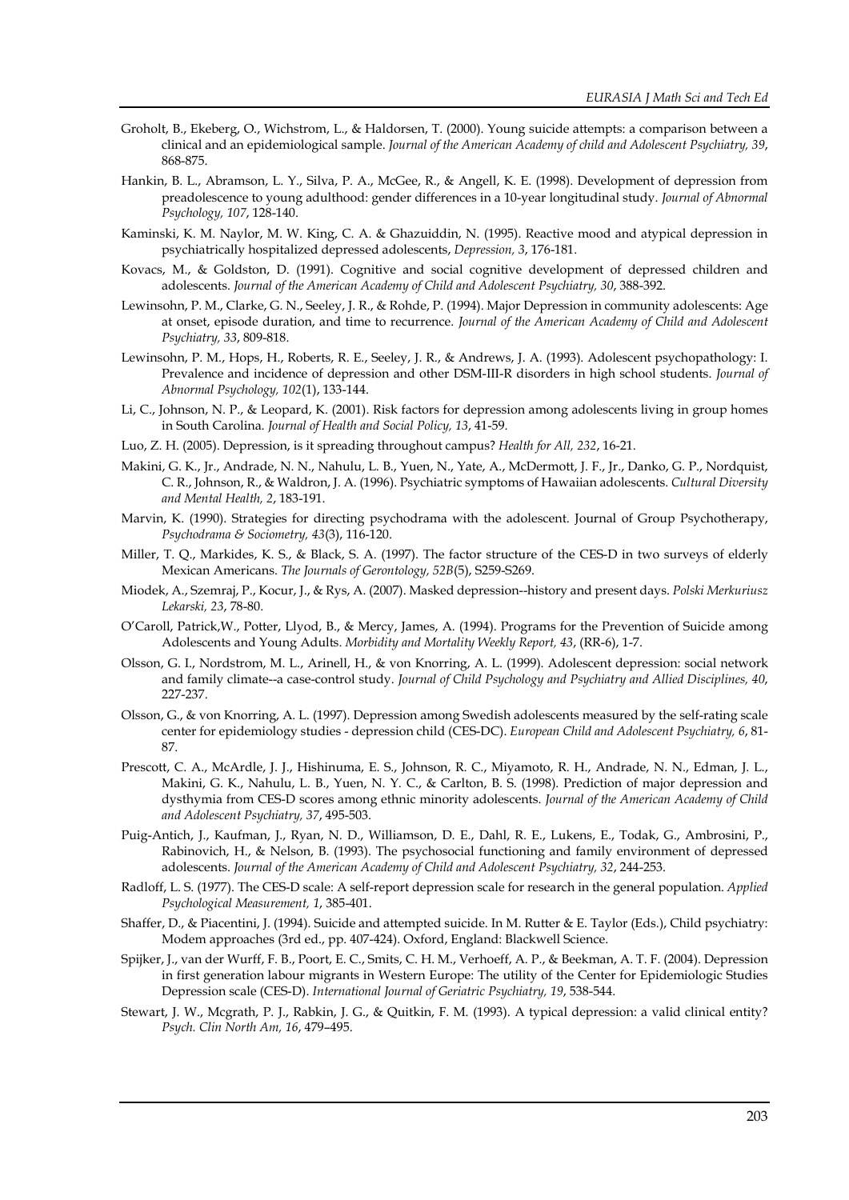Groholt, B., Ekeberg, O., Wichstrom, L., & Haldorsen, T. (2000). Young suicide attempts: a comparison between a clinical and an epidemiological sample. *Journal of the American Academy of child and Adolescent Psychiatry, 39*, 868-875.

Hankin, B. L., Abramson, L. Y., Silva, P. A., McGee, R., & Angell, K. E. (1998). Development of depression from preadolescence to young adulthood: gender differences in a 10-year longitudinal study. *Journal of Abnormal Psychology, 107*, 128-140.

Kaminski, K. M. Naylor, M. W. King, C. A. & Ghazuiddin, N. (1995). Reactive mood and atypical depression in psychiatrically hospitalized depressed adolescents, *Depression, 3*, 176-181.

Kovacs, M., & Goldston, D. (1991). Cognitive and social cognitive development of depressed children and adolescents. *Journal of the American Academy of Child and Adolescent Psychiatry, 30*, 388-392.

Lewinsohn, P. M., Clarke, G. N., Seeley, J. R., & Rohde, P. (1994). Major Depression in community adolescents: Age at onset, episode duration, and time to recurrence. *Journal of the American Academy of Child and Adolescent Psychiatry, 33*, 809-818.

Lewinsohn, P. M., Hops, H., Roberts, R. E., Seeley, J. R., & Andrews, J. A. (1993). Adolescent psychopathology: I. Prevalence and incidence of depression and other DSM-III-R disorders in high school students. *Journal of Abnormal Psychology, 102*(1), 133-144.

Li, C., Johnson, N. P., & Leopard, K. (2001). Risk factors for depression among adolescents living in group homes in South Carolina. *Journal of Health and Social Policy, 13*, 41-59.

Luo, Z. H. (2005). Depression, is it spreading throughout campus? *Health for All, 232*, 16-21.

Makini, G. K., Jr., Andrade, N. N., Nahulu, L. B., Yuen, N., Yate, A., McDermott, J. F., Jr., Danko, G. P., Nordquist, C. R., Johnson, R., & Waldron, J. A. (1996). Psychiatric symptoms of Hawaiian adolescents. *Cultural Diversity and Mental Health, 2*, 183-191.

Marvin, K. (1990). Strategies for directing psychodrama with the adolescent. Journal of Group Psychotherapy, *Psychodrama & Sociometry, 43*(3), 116-120.

Miller, T. Q., Markides, K. S., & Black, S. A. (1997). The factor structure of the CES-D in two surveys of elderly Mexican Americans. *The Journals of Gerontology, 52B*(5), S259-S269.

Miodek, A., Szemraj, P., Kocur, J., & Rys, A. (2007). Masked depression--history and present days. *Polski Merkuriusz Lekarski, 23*, 78-80.

O'Caroll, Patrick,W., Potter, Llyod, B., & Mercy, James, A. (1994). Programs for the Prevention of Suicide among Adolescents and Young Adults. *Morbidity and Mortality Weekly Report, 43*, (RR-6), 1-7.

Olsson, G. I., Nordstrom, M. L., Arinell, H., & von Knorring, A. L. (1999). Adolescent depression: social network and family climate--a case-control study. *Journal of Child Psychology and Psychiatry and Allied Disciplines, 40*, 227-237.

Olsson, G., & von Knorring, A. L. (1997). Depression among Swedish adolescents measured by the self-rating scale center for epidemiology studies - depression child (CES-DC). *European Child and Adolescent Psychiatry, 6*, 81-87.

Prescott, C. A., McArdle, J. J., Hishinuma, E. S., Johnson, R. C., Miyamoto, R. H., Andrade, N. N., Edman, J. L., Makini, G. K., Nahulu, L. B., Yuen, N. Y. C., & Carlton, B. S. (1998). Prediction of major depression and dysthymia from CES-D scores among ethnic minority adolescents. *Journal of the American Academy of Child and Adolescent Psychiatry, 37*, 495-503.

Puig-Antich, J., Kaufman, J., Ryan, N. D., Williamson, D. E., Dahl, R. E., Lukens, E., Todak, G., Ambrosini, P., Rabinovich, H., & Nelson, B. (1993). The psychosocial functioning and family environment of depressed adolescents. *Journal of the American Academy of Child and Adolescent Psychiatry, 32*, 244-253.

Radloff, L. S. (1977). The CES-D scale: A self-report depression scale for research in the general population. *Applied Psychological Measurement, 1*, 385-401.

Shaffer, D., & Piacentini, J. (1994). Suicide and attempted suicide. In M. Rutter & E. Taylor (Eds.), Child psychiatry: Modem approaches (3rd ed., pp. 407-424). Oxford, England: Blackwell Science.

Spijker, J., van der Wurff, F. B., Poort, E. C., Smits, C. H. M., Verhoeff, A. P., & Beekman, A. T. F. (2004). Depression in first generation labour migrants in Western Europe: The utility of the Center for Epidemiologic Studies Depression scale (CES-D). *International Journal of Geriatric Psychiatry, 19*, 538-544.

Stewart, J. W., Mcgrath, P. J., Rabkin, J. G., & Quitkin, F. M. (1993). A typical depression: a valid clinical entity? *Psych. Clin North Am, 16*, 479–495.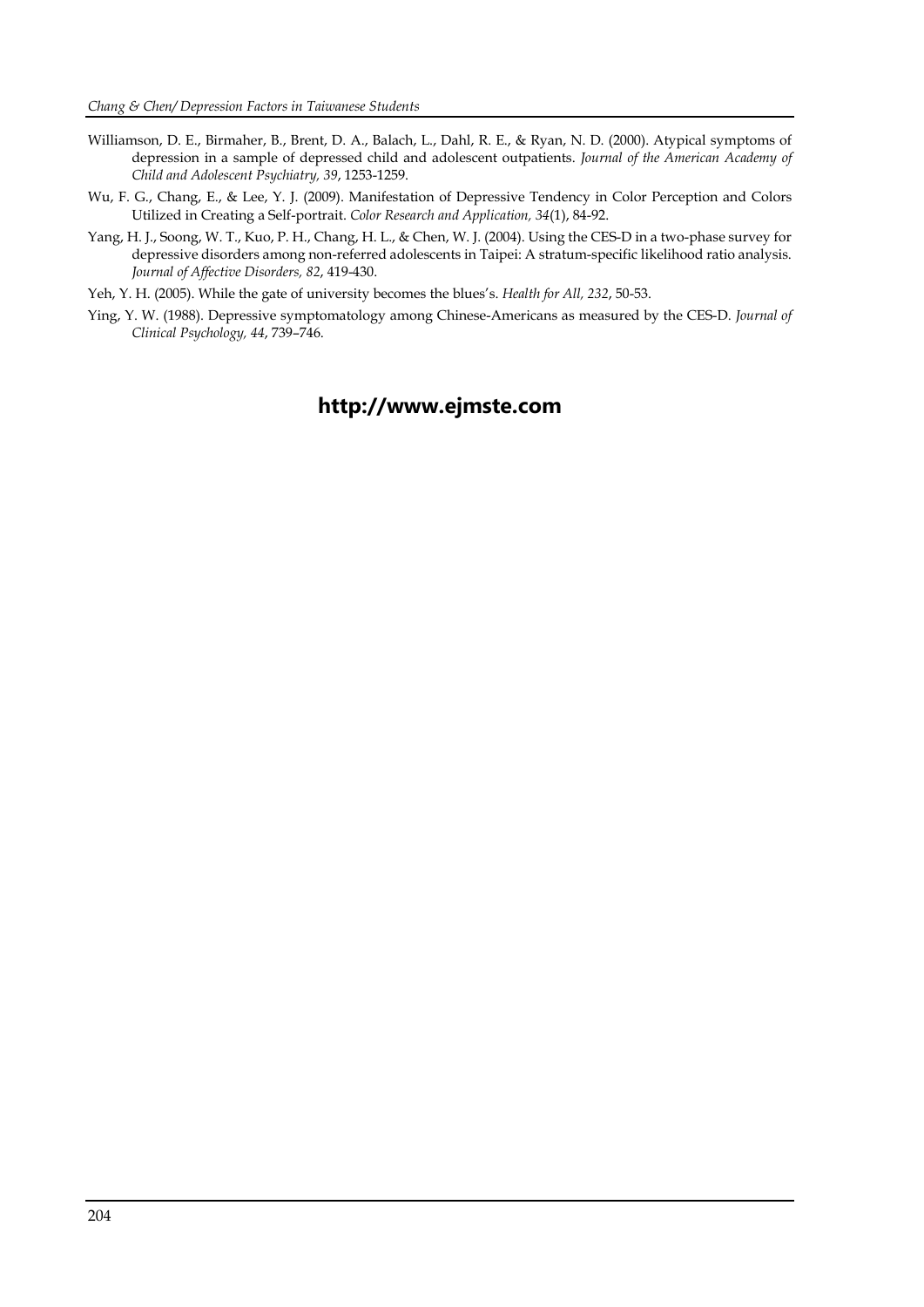Williamson, D. E., Birmaher, B., Brent, D. A., Balach, L., Dahl, R. E., & Ryan, N. D. (2000). Atypical symptoms of depression in a sample of depressed child and adolescent outpatients. *Journal of the American Academy of Child and Adolescent Psychiatry, 39*, 1253-1259.

Wu, F. G., Chang, E., & Lee, Y. J. (2009). Manifestation of Depressive Tendency in Color Perception and Colors Utilized in Creating a Self-portrait. *Color Research and Application, 34*(1), 84-92.

Yang, H. J., Soong, W. T., Kuo, P. H., Chang, H. L., & Chen, W. J. (2004). Using the CES-D in a two-phase survey for depressive disorders among non-referred adolescents in Taipei: A stratum-specific likelihood ratio analysis. *Journal of Affective Disorders, 82*, 419-430.

Yeh, Y. H. (2005). While the gate of university becomes the blues's. *Health for All, 232*, 50-53.

Ying, Y. W. (1988). Depressive symptomatology among Chinese-Americans as measured by the CES-D. *Journal of Clinical Psychology, 44*, 739–746.

**http://www.ejmste.com**